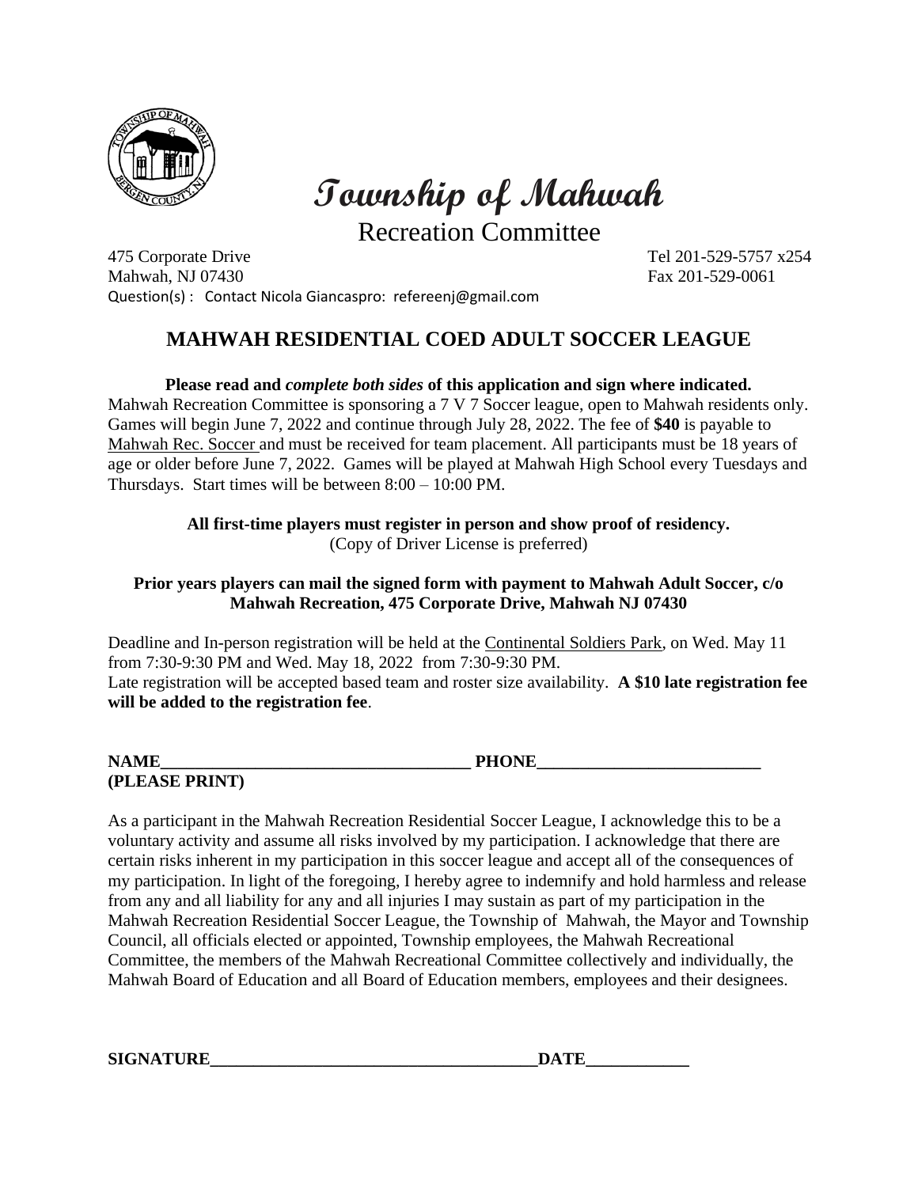# Township of Mahwah

Recreation Committee

475 Corporate Drive
Mahwah, NJ 07430
Question(s) : Contact Nicola Giancaspro: refereenj@gmail.com

Tel 201-529-5757 x254
Fax 201-529-0061

## MAHWAH RESIDENTIAL COED ADULT SOCCER LEAGUE

**Please read and *complete both sides* of this application and sign where indicated.**

Mahwah Recreation Committee is sponsoring a 7 V 7 Soccer league, open to Mahwah residents only. Games will begin June 7, 2022 and continue through July 28, 2022. The fee of **$40** is payable to Mahwah Rec. Soccer and must be received for team placement. All participants must be 18 years of age or older before June 7, 2022. Games will be played at Mahwah High School every Tuesdays and Thursdays. Start times will be between 8:00 – 10:00 PM.

**All first-time players must register in person and show proof of residency.**
(Copy of Driver License is preferred)

**Prior years players can mail the signed form with payment to Mahwah Adult Soccer, c/o Mahwah Recreation, 475 Corporate Drive, Mahwah NJ 07430**

Deadline and In-person registration will be held at the Continental Soldiers Park, on Wed. May 11 from 7:30-9:30 PM and Wed. May 18, 2022 from 7:30-9:30 PM.
Late registration will be accepted based team and roster size availability. **A $10 late registration fee will be added to the registration fee**.

**NAME\_\_\_\_\_\_\_\_\_\_\_\_\_\_\_\_\_\_\_\_\_\_\_\_\_\_\_\_\_\_\_\_\_\_\_\_ PHONE\_\_\_\_\_\_\_\_\_\_\_\_\_\_\_\_\_\_\_\_\_\_\_\_\_\_**
**(PLEASE PRINT)**

As a participant in the Mahwah Recreation Residential Soccer League, I acknowledge this to be a voluntary activity and assume all risks involved by my participation. I acknowledge that there are certain risks inherent in my participation in this soccer league and accept all of the consequences of my participation. In light of the foregoing, I hereby agree to indemnify and hold harmless and release from any and all liability for any and all injuries I may sustain as part of my participation in the Mahwah Recreation Residential Soccer League, the Township of Mahwah, the Mayor and Township Council, all officials elected or appointed, Township employees, the Mahwah Recreational Committee, the members of the Mahwah Recreational Committee collectively and individually, the Mahwah Board of Education and all Board of Education members, employees and their designees.

**SIGNATURE\_\_\_\_\_\_\_\_\_\_\_\_\_\_\_\_\_\_\_\_\_\_\_\_\_\_\_\_\_\_\_\_\_\_\_\_\_\_\_DATE\_\_\_\_\_\_\_\_\_\_\_\_**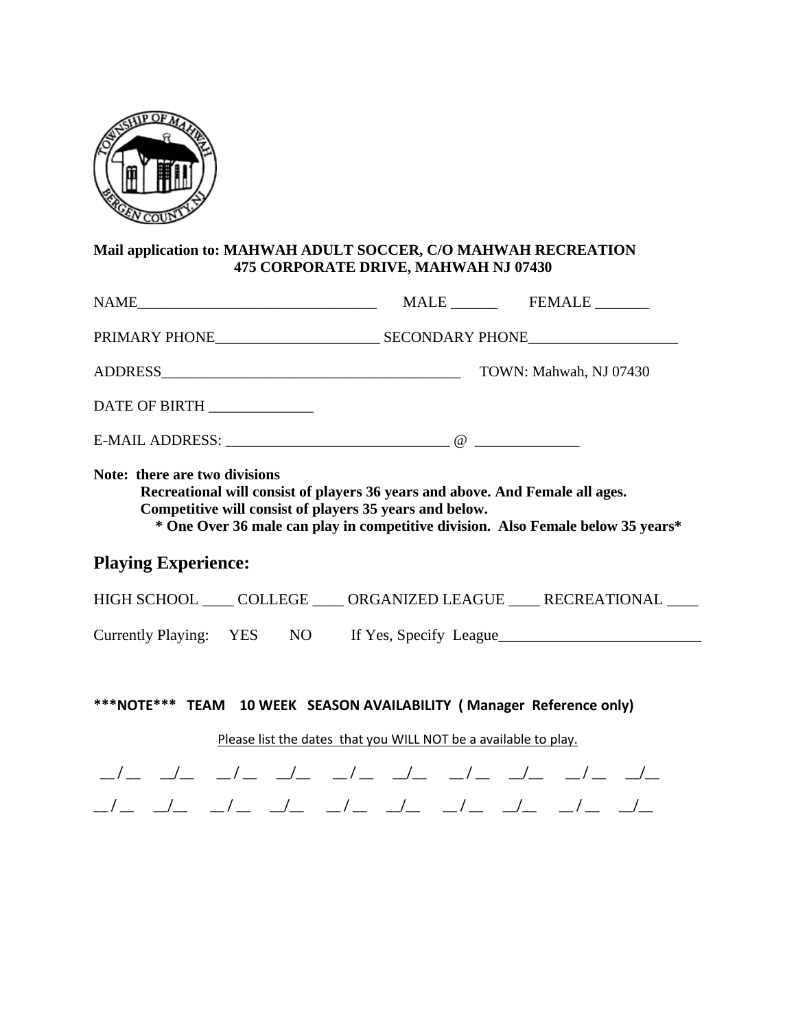**Mail application to: MAHWAH ADULT SOCCER, C/O MAHWAH RECREATION**
**475 CORPORATE DRIVE, MAHWAH NJ 07430**

NAME_______________________________ MALE ______ FEMALE _______

PRIMARY PHONE_____________________ SECONDARY PHONE____________________

ADDRESS________________________________________ TOWN: Mahwah, NJ 07430

DATE OF BIRTH _____________

E-MAIL ADDRESS: ____________________________ @ _____________

**Note: there are two divisions**
**Recreational will consist of players 36 years and above. And Female all ages.**
**Competitive will consist of players 35 years and below.**
**\* One Over 36 male can play in competitive division. Also Female below 35 years\***

## Playing Experience:

HIGH SCHOOL ____ COLLEGE ____ ORGANIZED LEAGUE ____ RECREATIONAL ____

Currently Playing: YES NO If Yes, Specify League_________________________

**\*\*\*NOTE\*\*\* TEAM 10 WEEK SEASON AVAILABILITY ( Manager Reference only)**

Please list the dates that you WILL NOT be a available to play.

__ / __ __/__ __ / __ __/__ __ / __ __/__ __ / __ __/__ __ / __ __/__

__ / __ __/__ __ / __ __/__ __ / __ __/__ __ / __ __/__ __ / __ __/__